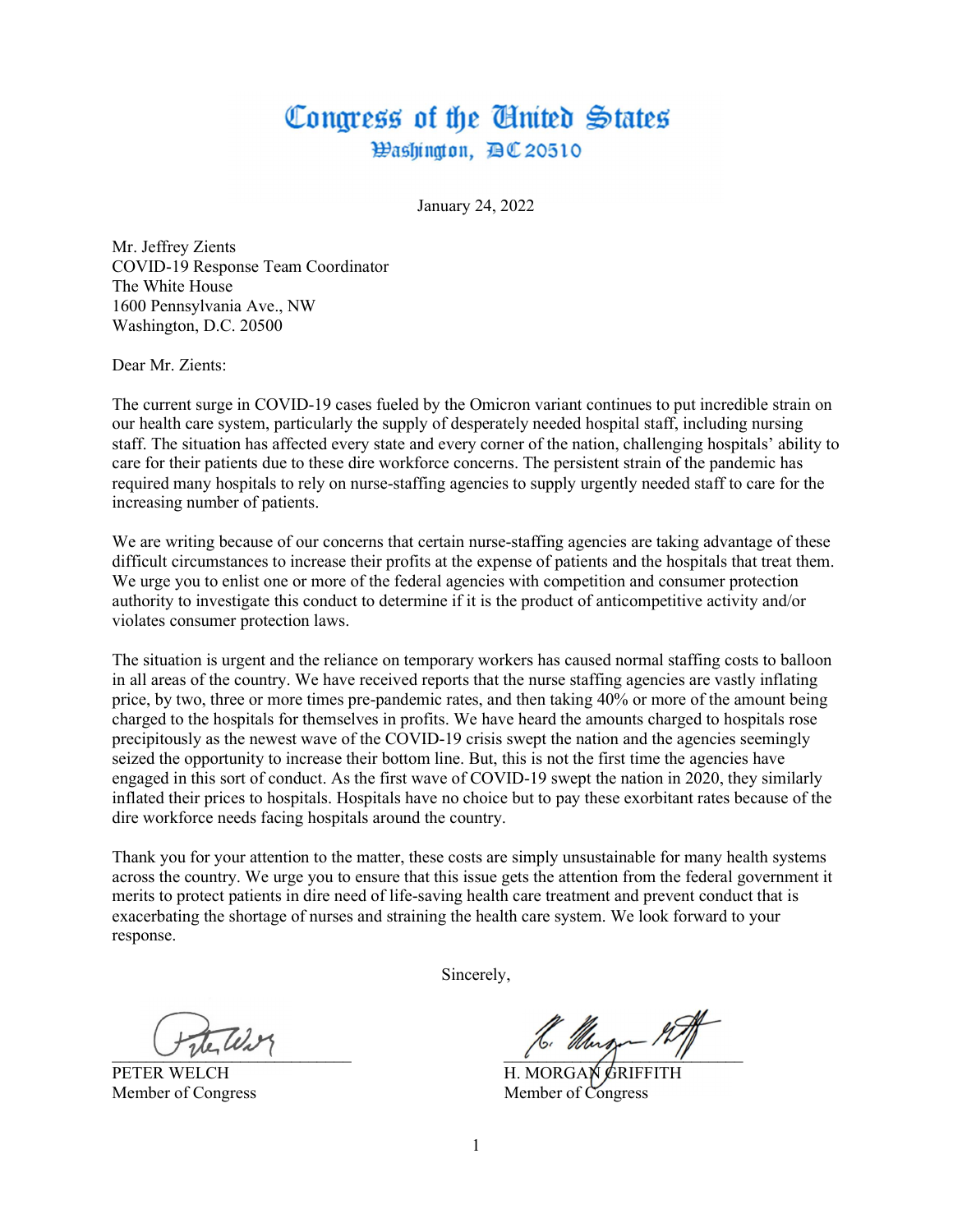# Congress of the United States
## Washington, DC 20510

January 24, 2022

Mr. Jeffrey Zients
COVID-19 Response Team Coordinator
The White House
1600 Pennsylvania Ave., NW
Washington, D.C. 20500

Dear Mr. Zients:

The current surge in COVID-19 cases fueled by the Omicron variant continues to put incredible strain on our health care system, particularly the supply of desperately needed hospital staff, including nursing staff. The situation has affected every state and every corner of the nation, challenging hospitals' ability to care for their patients due to these dire workforce concerns. The persistent strain of the pandemic has required many hospitals to rely on nurse-staffing agencies to supply urgently needed staff to care for the increasing number of patients.

We are writing because of our concerns that certain nurse-staffing agencies are taking advantage of these difficult circumstances to increase their profits at the expense of patients and the hospitals that treat them. We urge you to enlist one or more of the federal agencies with competition and consumer protection authority to investigate this conduct to determine if it is the product of anticompetitive activity and/or violates consumer protection laws.

The situation is urgent and the reliance on temporary workers has caused normal staffing costs to balloon in all areas of the country. We have received reports that the nurse staffing agencies are vastly inflating price, by two, three or more times pre-pandemic rates, and then taking 40% or more of the amount being charged to the hospitals for themselves in profits. We have heard the amounts charged to hospitals rose precipitously as the newest wave of the COVID-19 crisis swept the nation and the agencies seemingly seized the opportunity to increase their bottom line. But, this is not the first time the agencies have engaged in this sort of conduct. As the first wave of COVID-19 swept the nation in 2020, they similarly inflated their prices to hospitals. Hospitals have no choice but to pay these exorbitant rates because of the dire workforce needs facing hospitals around the country.

Thank you for your attention to the matter, these costs are simply unsustainable for many health systems across the country. We urge you to ensure that this issue gets the attention from the federal government it merits to protect patients in dire need of life-saving health care treatment and prevent conduct that is exacerbating the shortage of nurses and straining the health care system. We look forward to your response.

Sincerely,

PETER WELCH
Member of Congress

H. MORGAN GRIFFITH
Member of Congress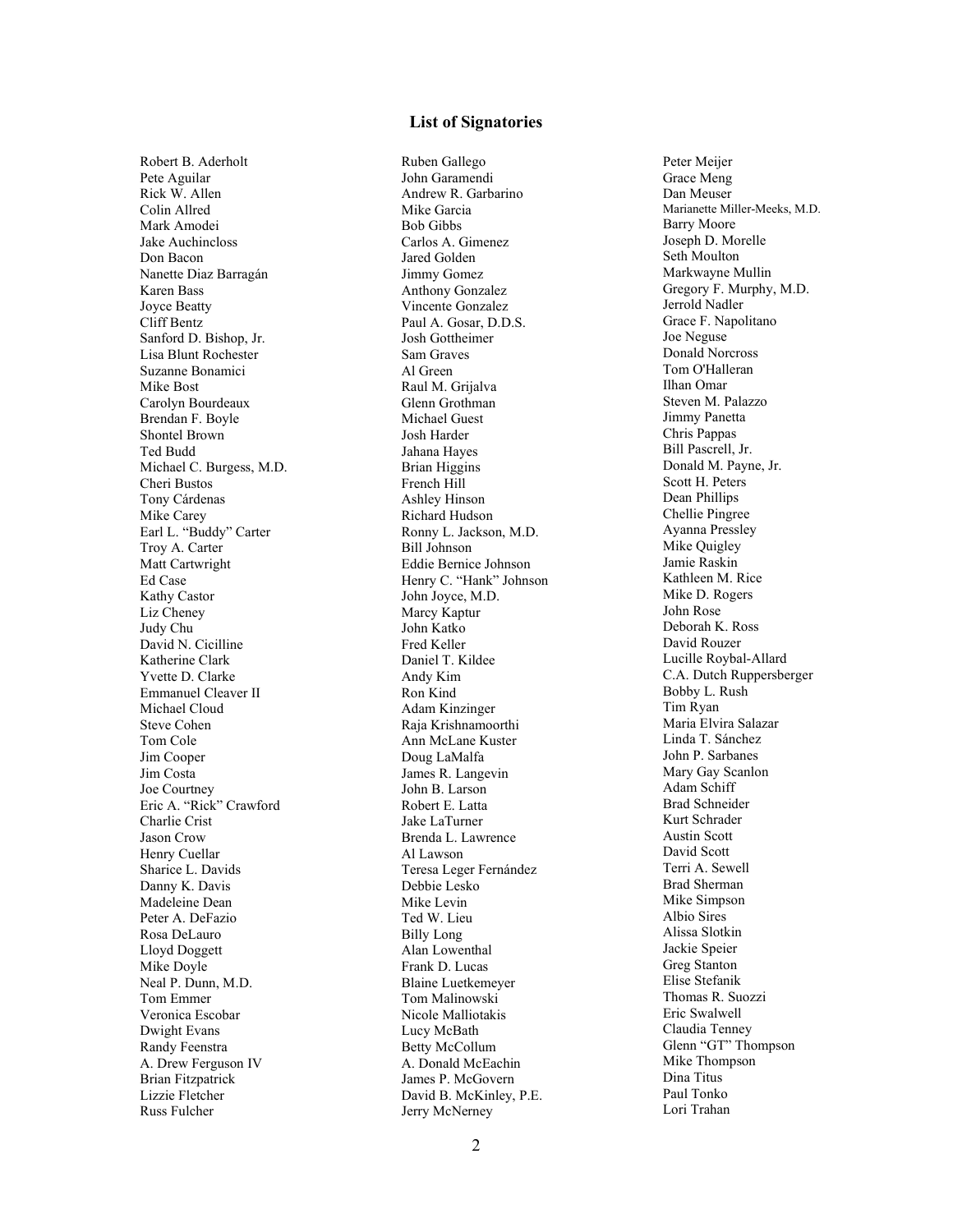## List of Signatories

Robert B. Aderholt
Pete Aguilar
Rick W. Allen
Colin Allred
Mark Amodei
Jake Auchincloss
Don Bacon
Nanette Diaz Barragán
Karen Bass
Joyce Beatty
Cliff Bentz
Sanford D. Bishop, Jr.
Lisa Blunt Rochester
Suzanne Bonamici
Mike Bost
Carolyn Bourdeaux
Brendan F. Boyle
Shontel Brown
Ted Budd
Michael C. Burgess, M.D.
Cheri Bustos
Tony Cárdenas
Mike Carey
Earl L. "Buddy" Carter
Troy A. Carter
Matt Cartwright
Ed Case
Kathy Castor
Liz Cheney
Judy Chu
David N. Cicilline
Katherine Clark
Yvette D. Clarke
Emmanuel Cleaver II
Michael Cloud
Steve Cohen
Tom Cole
Jim Cooper
Jim Costa
Joe Courtney
Eric A. "Rick" Crawford
Charlie Crist
Jason Crow
Henry Cuellar
Sharice L. Davids
Danny K. Davis
Madeleine Dean
Peter A. DeFazio
Rosa DeLauro
Lloyd Doggett
Mike Doyle
Neal P. Dunn, M.D.
Tom Emmer
Veronica Escobar
Dwight Evans
Randy Feenstra
A. Drew Ferguson IV
Brian Fitzpatrick
Lizzie Fletcher
Russ Fulcher
Ruben Gallego
John Garamendi
Andrew R. Garbarino
Mike Garcia
Bob Gibbs
Carlos A. Gimenez
Jared Golden
Jimmy Gomez
Anthony Gonzalez
Vincente Gonzalez
Paul A. Gosar, D.D.S.
Josh Gottheimer
Sam Graves
Al Green
Raul M. Grijalva
Glenn Grothman
Michael Guest
Josh Harder
Jahana Hayes
Brian Higgins
French Hill
Ashley Hinson
Richard Hudson
Ronny L. Jackson, M.D.
Bill Johnson
Eddie Bernice Johnson
Henry C. "Hank" Johnson
John Joyce, M.D.
Marcy Kaptur
John Katko
Fred Keller
Daniel T. Kildee
Andy Kim
Ron Kind
Adam Kinzinger
Raja Krishnamoorthi
Ann McLane Kuster
Doug LaMalfa
James R. Langevin
John B. Larson
Robert E. Latta
Jake LaTurner
Brenda L. Lawrence
Al Lawson
Teresa Leger Fernández
Debbie Lesko
Mike Levin
Ted W. Lieu
Billy Long
Alan Lowenthal
Frank D. Lucas
Blaine Luetkemeyer
Tom Malinowski
Nicole Malliotakis
Lucy McBath
Betty McCollum
A. Donald McEachin
James P. McGovern
David B. McKinley, P.E.
Jerry McNerney
Peter Meijer
Grace Meng
Dan Meuser
Marianette Miller-Meeks, M.D.
Barry Moore
Joseph D. Morelle
Seth Moulton
Markwayne Mullin
Gregory F. Murphy, M.D.
Jerrold Nadler
Grace F. Napolitano
Joe Neguse
Donald Norcross
Tom O'Halleran
Ilhan Omar
Steven M. Palazzo
Jimmy Panetta
Chris Pappas
Bill Pascrell, Jr.
Donald M. Payne, Jr.
Scott H. Peters
Dean Phillips
Chellie Pingree
Ayanna Pressley
Mike Quigley
Jamie Raskin
Kathleen M. Rice
Mike D. Rogers
John Rose
Deborah K. Ross
David Rouzer
Lucille Roybal-Allard
C.A. Dutch Ruppersberger
Bobby L. Rush
Tim Ryan
Maria Elvira Salazar
Linda T. Sánchez
John P. Sarbanes
Mary Gay Scanlon
Adam Schiff
Brad Schneider
Kurt Schrader
Austin Scott
David Scott
Terri A. Sewell
Brad Sherman
Mike Simpson
Albio Sires
Alissa Slotkin
Jackie Speier
Greg Stanton
Elise Stefanik
Thomas R. Suozzi
Eric Swalwell
Claudia Tenney
Glenn "GT" Thompson
Mike Thompson
Dina Titus
Paul Tonko
Lori Trahan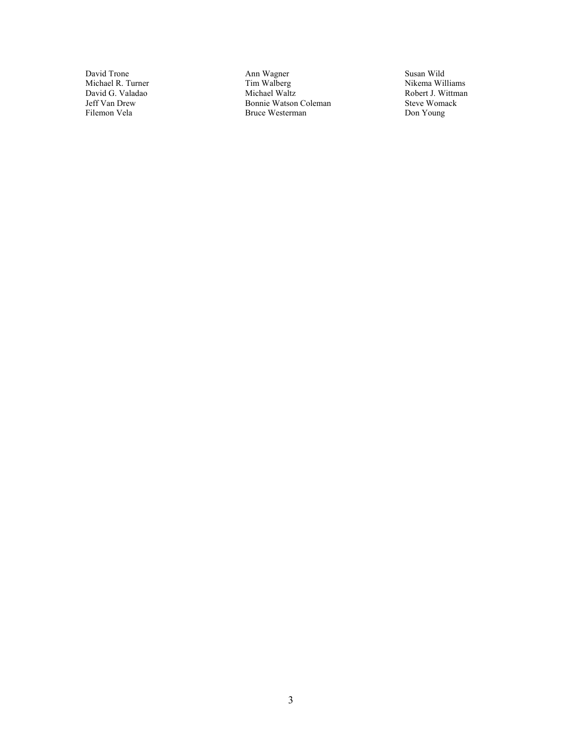David Trone
Michael R. Turner
David G. Valadao
Jeff Van Drew
Filemon Vela
Ann Wagner
Tim Walberg
Michael Waltz
Bonnie Watson Coleman
Bruce Westerman
Susan Wild
Nikema Williams
Robert J. Wittman
Steve Womack
Don Young